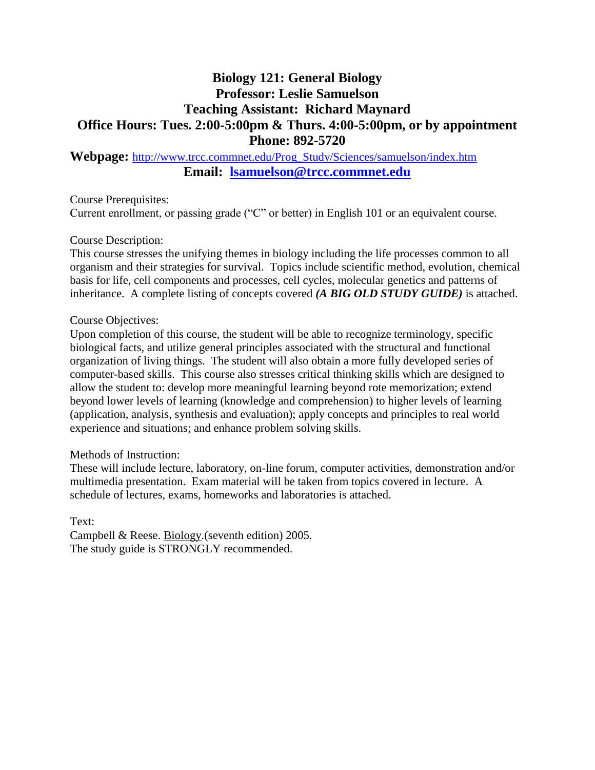# Biology 121: General Biology

**Professor: Leslie Samuelson**

**Teaching Assistant: Richard Maynard**

**Office Hours: Tues. 2:00-5:00pm & Thurs. 4:00-5:00pm, or by appointment**

**Phone: 892-5720**

**Webpage:** http://www.trcc.commnet.edu/Prog_Study/Sciences/samuelson/index.htm

**Email: lsamuelson@trcc.commnet.edu**

Course Prerequisites:
Current enrollment, or passing grade ("C" or better) in English 101 or an equivalent course.

Course Description:
This course stresses the unifying themes in biology including the life processes common to all organism and their strategies for survival. Topics include scientific method, evolution, chemical basis for life, cell components and processes, cell cycles, molecular genetics and patterns of inheritance. A complete listing of concepts covered ***(A BIG OLD STUDY GUIDE)*** is attached.

Course Objectives:
Upon completion of this course, the student will be able to recognize terminology, specific biological facts, and utilize general principles associated with the structural and functional organization of living things. The student will also obtain a more fully developed series of computer-based skills. This course also stresses critical thinking skills which are designed to allow the student to: develop more meaningful learning beyond rote memorization; extend beyond lower levels of learning (knowledge and comprehension) to higher levels of learning (application, analysis, synthesis and evaluation); apply concepts and principles to real world experience and situations; and enhance problem solving skills.

Methods of Instruction:
These will include lecture, laboratory, on-line forum, computer activities, demonstration and/or multimedia presentation. Exam material will be taken from topics covered in lecture. A schedule of lectures, exams, homeworks and laboratories is attached.

Text:
Campbell & Reese. Biology.(seventh edition) 2005.
The study guide is STRONGLY recommended.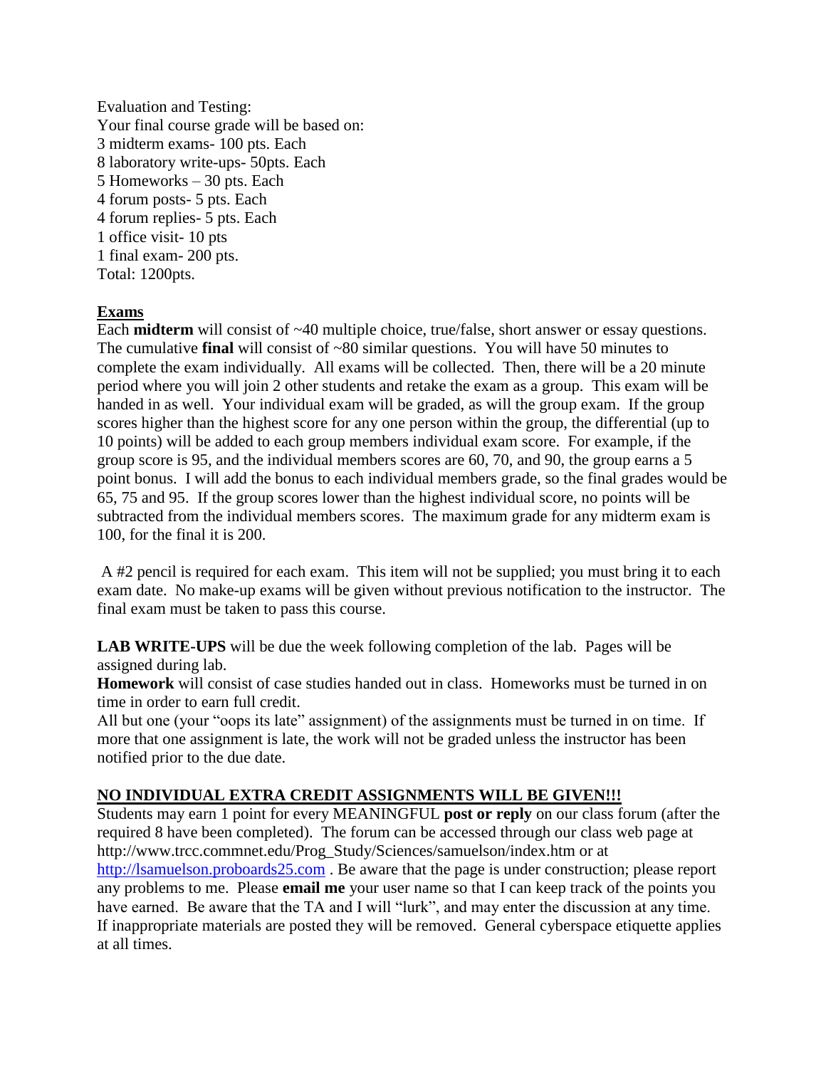Evaluation and Testing:
Your final course grade will be based on:
3 midterm exams- 100 pts. Each
8 laboratory write-ups- 50pts. Each
5 Homeworks – 30 pts. Each
4 forum posts- 5 pts. Each
4 forum replies- 5 pts. Each
1 office visit- 10 pts
1 final exam- 200 pts.
Total: 1200pts.

**Exams**

Each **midterm** will consist of ~40 multiple choice, true/false, short answer or essay questions. The cumulative **final** will consist of ~80 similar questions. You will have 50 minutes to complete the exam individually. All exams will be collected. Then, there will be a 20 minute period where you will join 2 other students and retake the exam as a group. This exam will be handed in as well. Your individual exam will be graded, as will the group exam. If the group scores higher than the highest score for any one person within the group, the differential (up to 10 points) will be added to each group members individual exam score. For example, if the group score is 95, and the individual members scores are 60, 70, and 90, the group earns a 5 point bonus. I will add the bonus to each individual members grade, so the final grades would be 65, 75 and 95. If the group scores lower than the highest individual score, no points will be subtracted from the individual members scores. The maximum grade for any midterm exam is 100, for the final it is 200.

A #2 pencil is required for each exam. This item will not be supplied; you must bring it to each exam date. No make-up exams will be given without previous notification to the instructor. The final exam must be taken to pass this course.

**LAB WRITE-UPS** will be due the week following completion of the lab. Pages will be assigned during lab.

**Homework** will consist of case studies handed out in class. Homeworks must be turned in on time in order to earn full credit.

All but one (your "oops its late" assignment) of the assignments must be turned in on time. If more that one assignment is late, the work will not be graded unless the instructor has been notified prior to the due date.

**NO INDIVIDUAL EXTRA CREDIT ASSIGNMENTS WILL BE GIVEN!!!**

Students may earn 1 point for every MEANINGFUL **post or reply** on our class forum (after the required 8 have been completed). The forum can be accessed through our class web page at http://www.trcc.commnet.edu/Prog_Study/Sciences/samuelson/index.htm or at http://lsamuelson.proboards25.com . Be aware that the page is under construction; please report any problems to me. Please **email me** your user name so that I can keep track of the points you have earned. Be aware that the TA and I will "lurk", and may enter the discussion at any time. If inappropriate materials are posted they will be removed. General cyberspace etiquette applies at all times.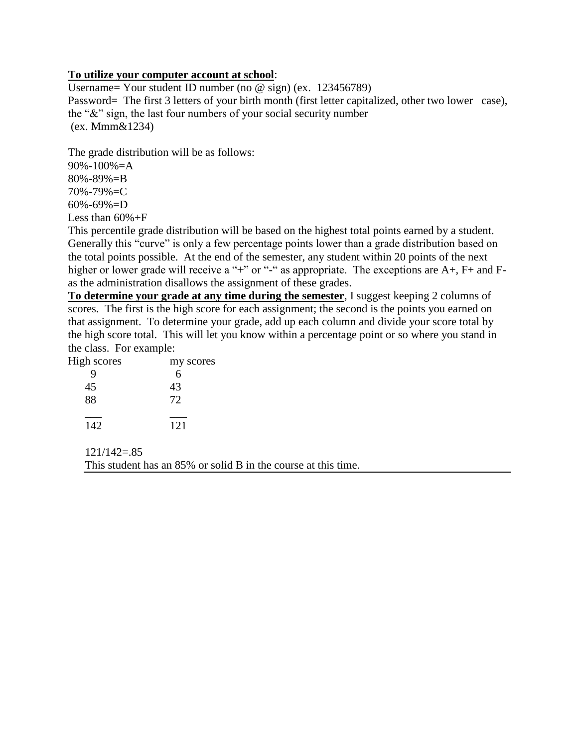**<u>To utilize your computer account at school</u>**:

Username= Your student ID number (no @ sign) (ex. 123456789)

Password= The first 3 letters of your birth month (first letter capitalized, other two lower case), the "&" sign, the last four numbers of your social security number (ex. Mmm&1234)

The grade distribution will be as follows:

90%-100%=A
80%-89%=B
70%-79%=C
60%-69%=D
Less than 60%+F

This percentile grade distribution will be based on the highest total points earned by a student. Generally this "curve" is only a few percentage points lower than a grade distribution based on the total points possible. At the end of the semester, any student within 20 points of the next higher or lower grade will receive a "+" or "-" as appropriate. The exceptions are A+, F+ and F- as the administration disallows the assignment of these grades.

**<u>To determine your grade at any time during the semester</u>**, I suggest keeping 2 columns of scores. The first is the high score for each assignment; the second is the points you earned on that assignment. To determine your grade, add up each column and divide your score total by the high score total. This will let you know within a percentage point or so where you stand in the class. For example:

| High scores | my scores |
|---|---|
| 9 | 6 |
| 45 | 43 |
| 88 | 72 |
| 142 | 121 |

121/142=.85

This student has an 85% or solid B in the course at this time.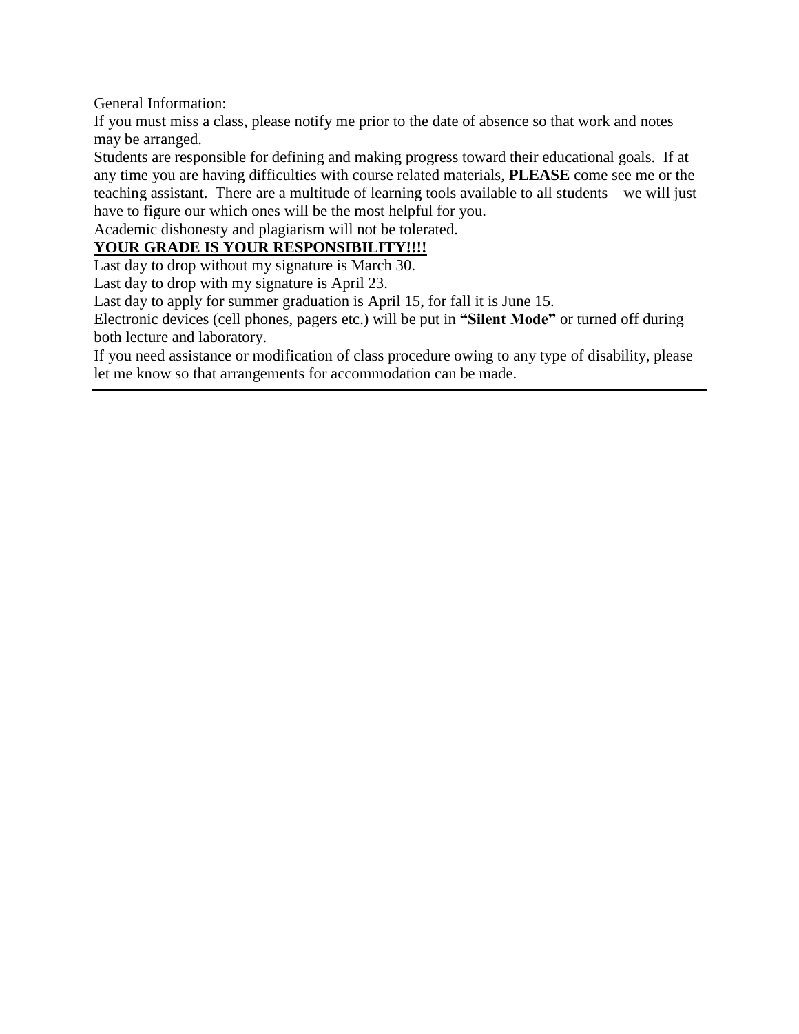General Information:

If you must miss a class, please notify me prior to the date of absence so that work and notes may be arranged.

Students are responsible for defining and making progress toward their educational goals. If at any time you are having difficulties with course related materials, **PLEASE** come see me or the teaching assistant. There are a multitude of learning tools available to all students—we will just have to figure our which ones will be the most helpful for you.

Academic dishonesty and plagiarism will not be tolerated.

**<u>YOUR GRADE IS YOUR RESPONSIBILITY!!!!</u>**

Last day to drop without my signature is March 30.

Last day to drop with my signature is April 23.

Last day to apply for summer graduation is April 15, for fall it is June 15.

Electronic devices (cell phones, pagers etc.) will be put in **"Silent Mode"** or turned off during both lecture and laboratory.

If you need assistance or modification of class procedure owing to any type of disability, please let me know so that arrangements for accommodation can be made.

---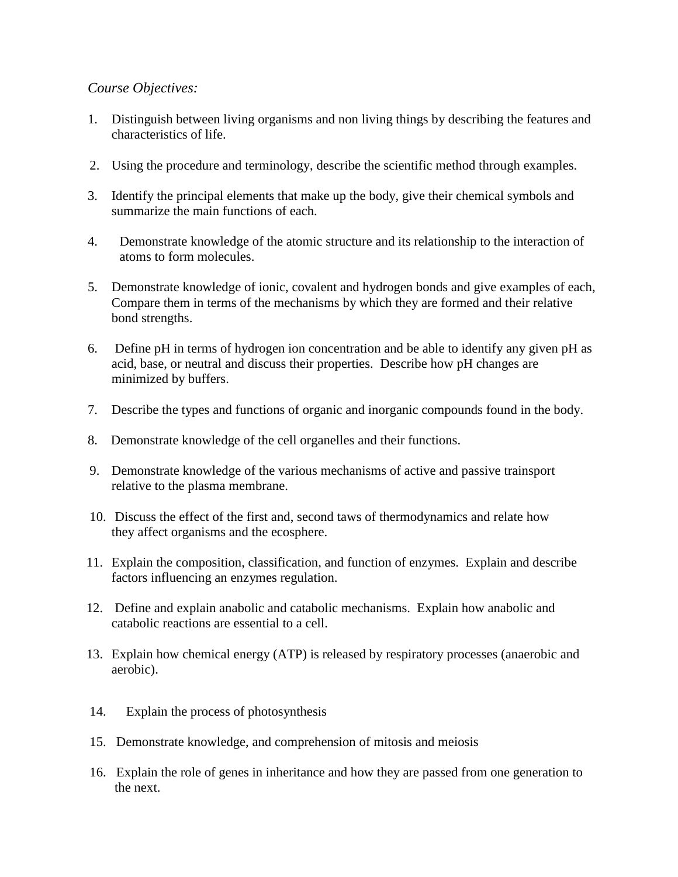*Course Objectives:*

1. Distinguish between living organisms and non living things by describing the features and characteristics of life.
2. Using the procedure and terminology, describe the scientific method through examples.
3. Identify the principal elements that make up the body, give their chemical symbols and summarize the main functions of each.
4. Demonstrate knowledge of the atomic structure and its relationship to the interaction of atoms to form molecules.
5. Demonstrate knowledge of ionic, covalent and hydrogen bonds and give examples of each, Compare them in terms of the mechanisms by which they are formed and their relative bond strengths.
6. Define pH in terms of hydrogen ion concentration and be able to identify any given pH as acid, base, or neutral and discuss their properties. Describe how pH changes are minimized by buffers.
7. Describe the types and functions of organic and inorganic compounds found in the body.
8. Demonstrate knowledge of the cell organelles and their functions.
9. Demonstrate knowledge of the various mechanisms of active and passive trainsport relative to the plasma membrane.
10. Discuss the effect of the first and, second taws of thermodynamics and relate how they affect organisms and the ecosphere.
11. Explain the composition, classification, and function of enzymes. Explain and describe factors influencing an enzymes regulation.
12. Define and explain anabolic and catabolic mechanisms. Explain how anabolic and catabolic reactions are essential to a cell.
13. Explain how chemical energy (ATP) is released by respiratory processes (anaerobic and aerobic).
14. Explain the process of photosynthesis
15. Demonstrate knowledge, and comprehension of mitosis and meiosis
16. Explain the role of genes in inheritance and how they are passed from one generation to the next.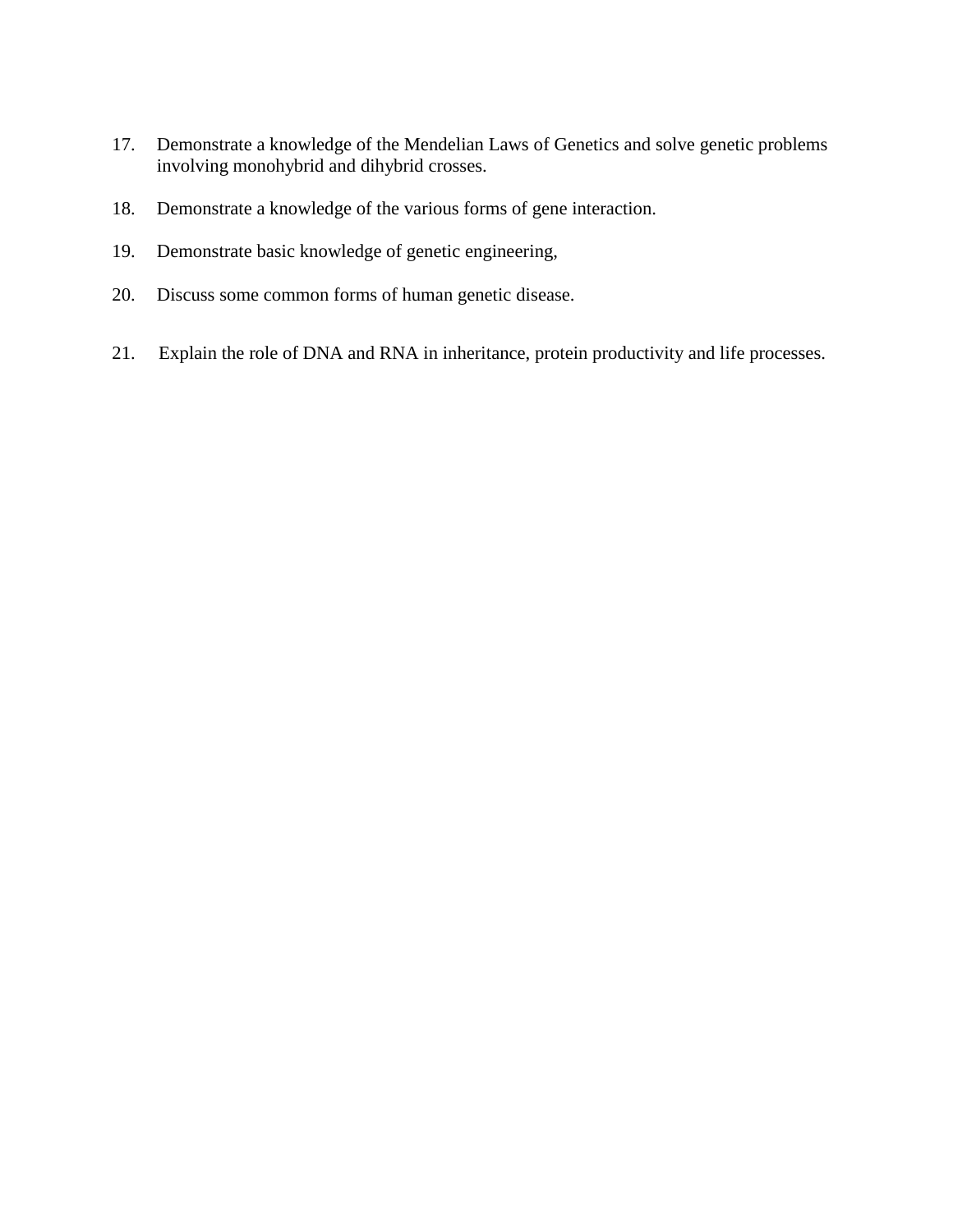17. Demonstrate a knowledge of the Mendelian Laws of Genetics and solve genetic problems involving monohybrid and dihybrid crosses.

18. Demonstrate a knowledge of the various forms of gene interaction.

19. Demonstrate basic knowledge of genetic engineering,

20. Discuss some common forms of human genetic disease.

21. Explain the role of DNA and RNA in inheritance, protein productivity and life processes.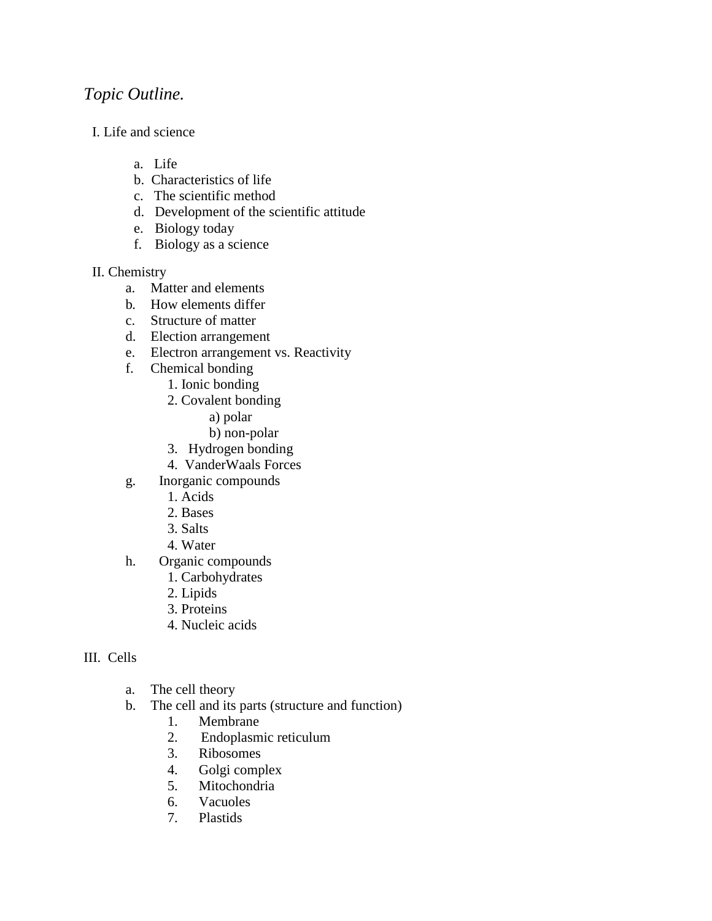*Topic Outline.*

I. Life and science

   a. Life
   b. Characteristics of life
   c. The scientific method
   d. Development of the scientific attitude
   e. Biology today
   f. Biology as a science

II. Chemistry

   a. Matter and elements
   b. How elements differ
   c. Structure of matter
   d. Election arrangement
   e. Electron arrangement vs. Reactivity
   f. Chemical bonding
      1. Ionic bonding
      2. Covalent bonding
         a) polar
         b) non-polar
      3. Hydrogen bonding
      4. VanderWaals Forces
   g. Inorganic compounds
      1. Acids
      2. Bases
      3. Salts
      4. Water
   h. Organic compounds
      1. Carbohydrates
      2. Lipids
      3. Proteins
      4. Nucleic acids

III. Cells

   a. The cell theory
   b. The cell and its parts (structure and function)
      1. Membrane
      2. Endoplasmic reticulum
      3. Ribosomes
      4. Golgi complex
      5. Mitochondria
      6. Vacuoles
      7. Plastids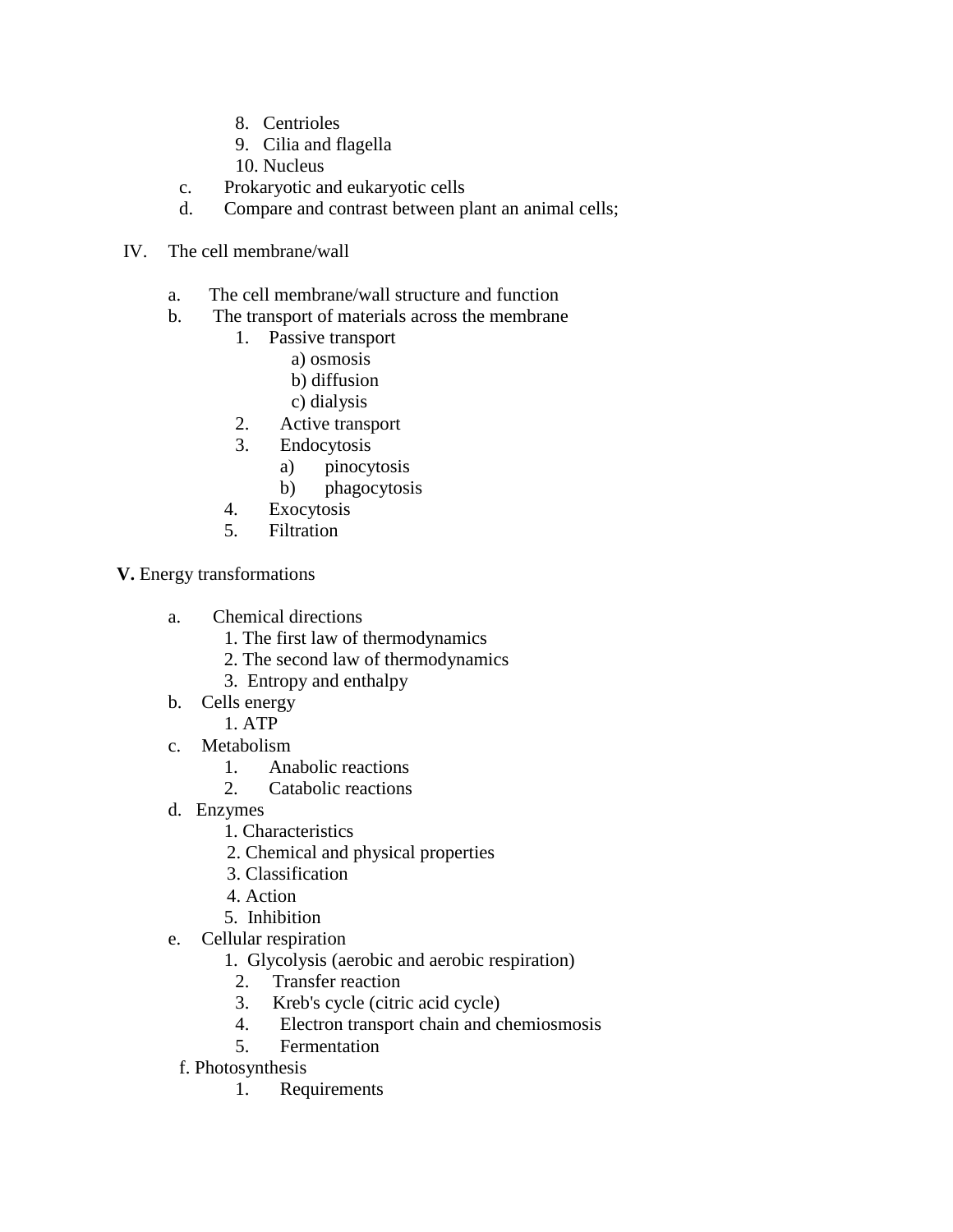8. Centrioles
9. Cilia and flagella
10. Nucleus

c. Prokaryotic and eukaryotic cells
d. Compare and contrast between plant an animal cells;

IV. The cell membrane/wall

a. The cell membrane/wall structure and function
b. The transport of materials across the membrane
    1. Passive transport
        a) osmosis
        b) diffusion
        c) dialysis
    2. Active transport
    3. Endocytosis
        a) pinocytosis
        b) phagocytosis
    4. Exocytosis
    5. Filtration

**V.** Energy transformations

a. Chemical directions
    1. The first law of thermodynamics
    2. The second law of thermodynamics
    3. Entropy and enthalpy
b. Cells energy
    1. ATP
c. Metabolism
    1. Anabolic reactions
    2. Catabolic reactions
d. Enzymes
    1. Characteristics
    2. Chemical and physical properties
    3. Classification
    4. Action
    5. Inhibition
e. Cellular respiration
    1. Glycolysis (aerobic and aerobic respiration)
    2. Transfer reaction
    3. Kreb's cycle (citric acid cycle)
    4. Electron transport chain and chemiosmosis
    5. Fermentation
f. Photosynthesis
    1. Requirements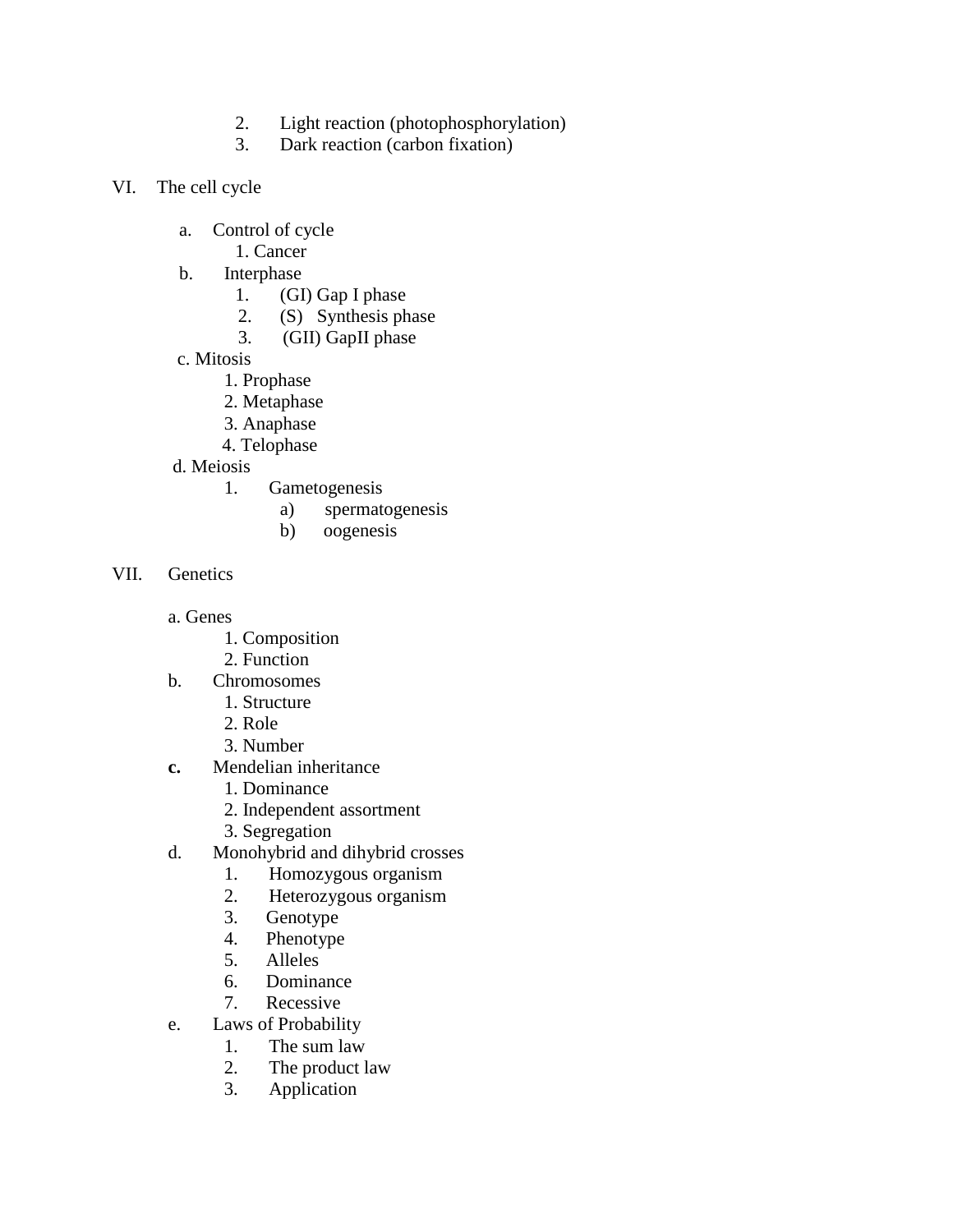2. Light reaction (photophosphorylation)
3. Dark reaction (carbon fixation)

VI. The cell cycle

- a. Control of cycle
    1. Cancer
- b. Interphase
    1. (GI) Gap I phase
    2. (S) Synthesis phase
    3. (GII) GapII phase
- c. Mitosis
    1. Prophase
    2. Metaphase
    3. Anaphase
    4. Telophase
- d. Meiosis
    1. Gametogenesis
        - a) spermatogenesis
        - b) oogenesis

VII. Genetics

- a. Genes
    1. Composition
    2. Function
- b. Chromosomes
    1. Structure
    2. Role
    3. Number
- **c.** Mendelian inheritance
    1. Dominance
    2. Independent assortment
    3. Segregation
- d. Monohybrid and dihybrid crosses
    1. Homozygous organism
    2. Heterozygous organism
    3. Genotype
    4. Phenotype
    5. Alleles
    6. Dominance
    7. Recessive
- e. Laws of Probability
    1. The sum law
    2. The product law
    3. Application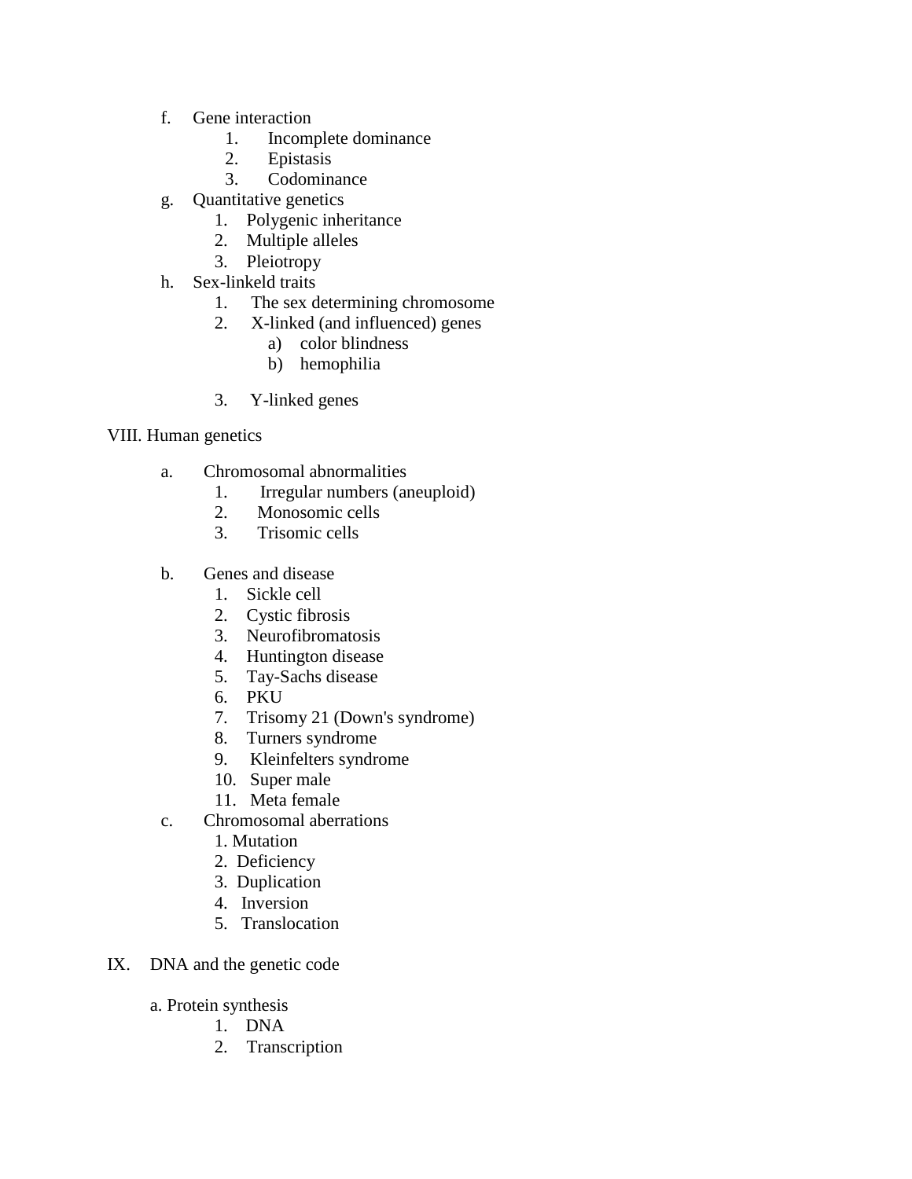f. Gene interaction
   1. Incomplete dominance
   2. Epistasis
   3. Codominance

g. Quantitative genetics
   1. Polygenic inheritance
   2. Multiple alleles
   3. Pleiotropy

h. Sex-linkeld traits
   1. The sex determining chromosome
   2. X-linked (and influenced) genes
      a) color blindness
      b) hemophilia

   3. Y-linked genes

VIII. Human genetics

a. Chromosomal abnormalities
   1. Irregular numbers (aneuploid)
   2. Monosomic cells
   3. Trisomic cells

b. Genes and disease
   1. Sickle cell
   2. Cystic fibrosis
   3. Neurofibromatosis
   4. Huntington disease
   5. Tay-Sachs disease
   6. PKU
   7. Trisomy 21 (Down's syndrome)
   8. Turners syndrome
   9. Kleinfelters syndrome
   10. Super male
   11. Meta female

c. Chromosomal aberrations
   1. Mutation
   2. Deficiency
   3. Duplication
   4. Inversion
   5. Translocation

IX. DNA and the genetic code

a. Protein synthesis
   1. DNA
   2. Transcription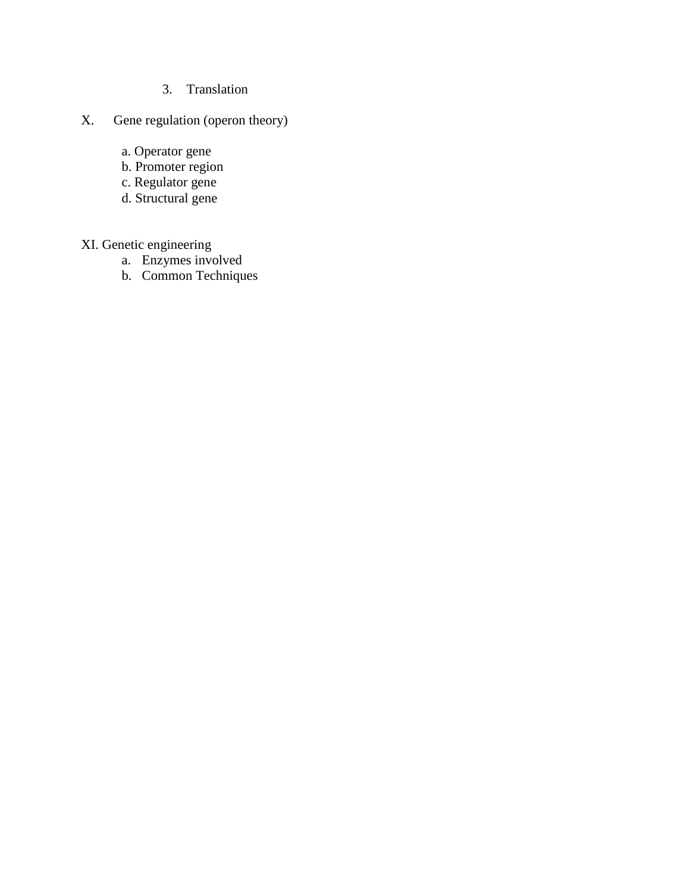3. Translation

X. Gene regulation (operon theory)

a. Operator gene
b. Promoter region
c. Regulator gene
d. Structural gene

XI. Genetic engineering

a. Enzymes involved
b. Common Techniques